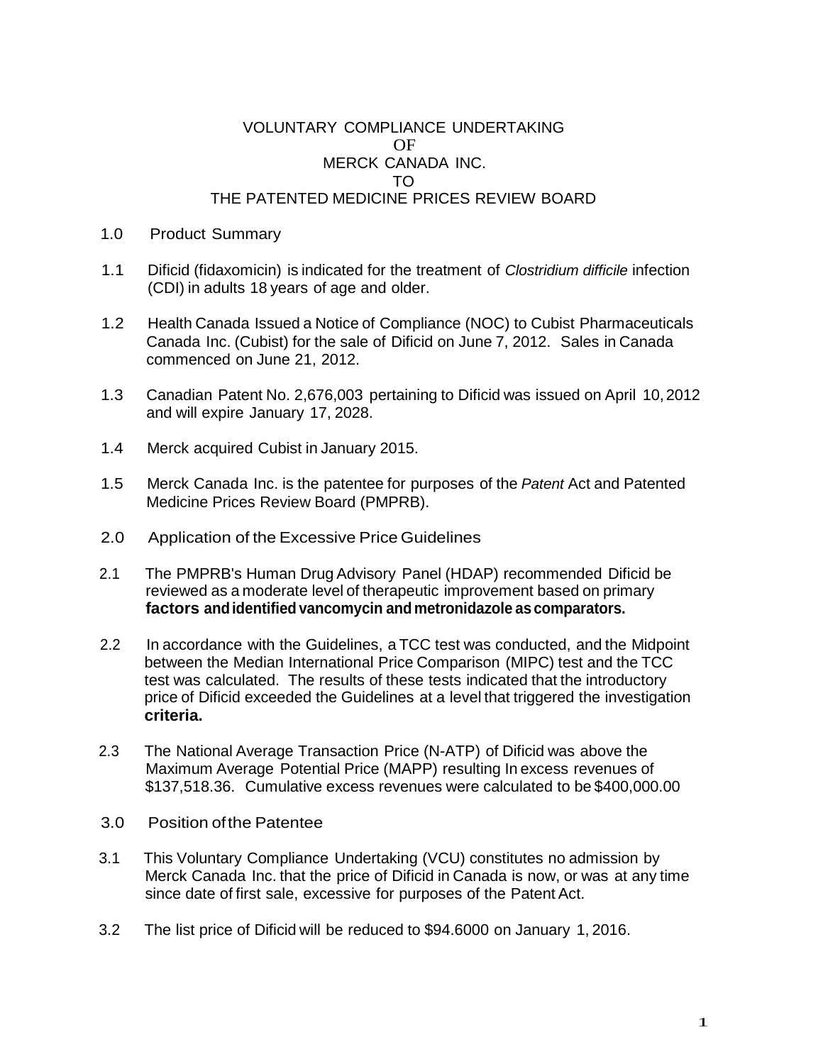# VOLUNTARY COMPLIANCE UNDERTAKING
# OF
# MERCK CANADA INC.
# TO
# THE PATENTED MEDICINE PRICES REVIEW BOARD

## 1.0 Product Summary

1.1 Dificid (fidaxomicin) is indicated for the treatment of *Clostridium difficile* infection (CDI) in adults 18 years of age and older.

1.2 Health Canada Issued a Notice of Compliance (NOC) to Cubist Pharmaceuticals Canada Inc. (Cubist) for the sale of Dificid on June 7, 2012. Sales in Canada commenced on June 21, 2012.

1.3 Canadian Patent No. 2,676,003 pertaining to Dificid was issued on April 10, 2012 and will expire January 17, 2028.

1.4 Merck acquired Cubist in January 2015.

1.5 Merck Canada Inc. is the patentee for purposes of the *Patent* Act and Patented Medicine Prices Review Board (PMPRB).

## 2.0 Application of the Excessive Price Guidelines

2.1 The PMPRB's Human Drug Advisory Panel (HDAP) recommended Dificid be reviewed as a moderate level of therapeutic improvement based on primary **factors and identified vancomycin and metronidazole as comparators.**

2.2 In accordance with the Guidelines, a TCC test was conducted, and the Midpoint between the Median International Price Comparison (MIPC) test and the TCC test was calculated. The results of these tests indicated that the introductory price of Dificid exceeded the Guidelines at a level that triggered the investigation **criteria.**

2.3 The National Average Transaction Price (N-ATP) of Dificid was above the Maximum Average Potential Price (MAPP) resulting In excess revenues of $137,518.36. Cumulative excess revenues were calculated to be $400,000.00

## 3.0 Position of the Patentee

3.1 This Voluntary Compliance Undertaking (VCU) constitutes no admission by Merck Canada Inc. that the price of Dificid in Canada is now, or was at any time since date of first sale, excessive for purposes of the Patent Act.

3.2 The list price of Dificid will be reduced to $94.6000 on January 1, 2016.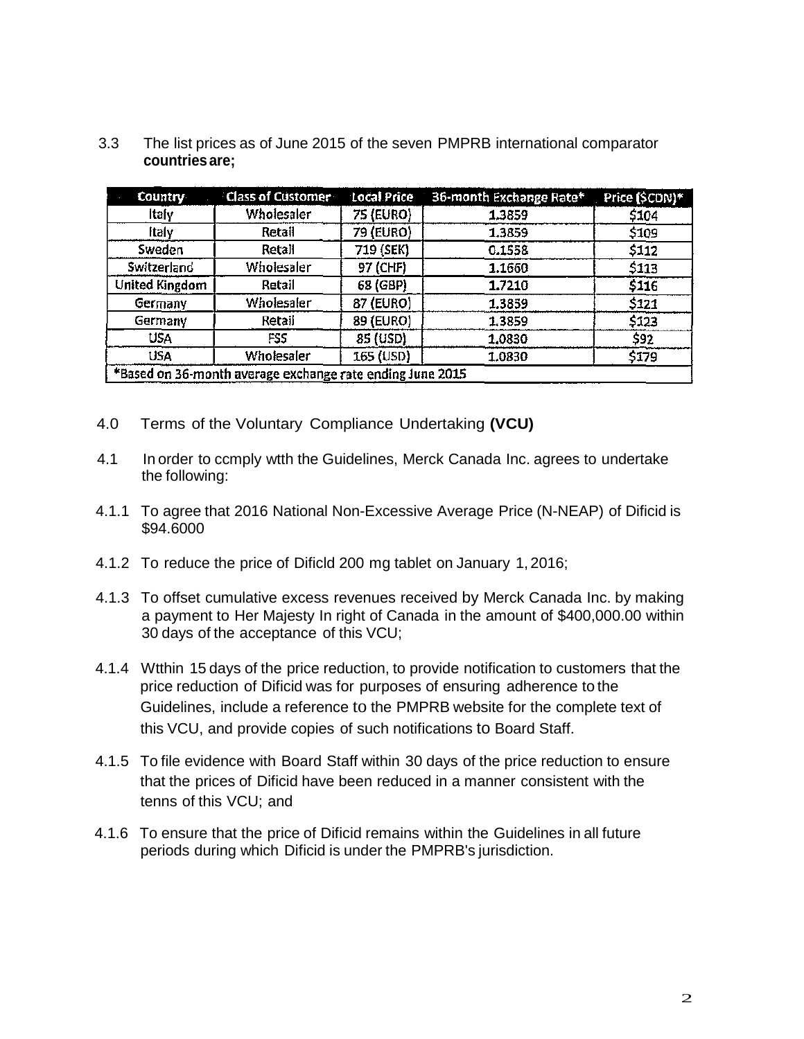3.3 The list prices as of June 2015 of the seven PMPRB international comparator **countries are;**

| Country | Class of Customer | Local Price | 36-month Exchange Rate* | Price ($CDN)* |
|---|---|---|---|---|
| Italy | Wholesaler | 75 (EURO) | 1.3859 | $104 |
| Italy | Retail | 79 (EURO) | 1.3859 | $109 |
| Sweden | Retail | 719 (SEK) | 0.1558 | $112 |
| Switzerland | Wholesaler | 97 (CHF) | 1.1660 | $113 |
| United Kingdom | Retail | 68 (GBP) | 1.7210 | $116 |
| Germany | Wholesaler | 87 (EURO) | 1.3859 | $121 |
| Germany | Retail | 89 (EURO) | 1.3859 | $123 |
| USA | FSS | 85 (USD) | 1.0830 | $92 |
| USA | Wholesaler | 165 (USD) | 1.0830 | $179 |
| *Based on 36-month average exchange rate ending June 2015 | | | | |

4.0 Terms of the Voluntary Compliance Undertaking **(VCU)**

4.1 In order to ccmply wtth the Guidelines, Merck Canada Inc. agrees to undertake the following:

4.1.1 To agree that 2016 National Non-Excessive Average Price (N-NEAP) of Dificid is $94.6000

4.1.2 To reduce the price of Dificld 200 mg tablet on January 1, 2016;

4.1.3 To offset cumulative excess revenues received by Merck Canada Inc. by making a payment to Her Majesty In right of Canada in the amount of $400,000.00 within 30 days of the acceptance of this VCU;

4.1.4 Wtthin 15 days of the price reduction, to provide notification to customers that the price reduction of Dificid was for purposes of ensuring adherence to the Guidelines, include a reference to the PMPRB website for the complete text of this VCU, and provide copies of such notifications to Board Staff.

4.1.5 To file evidence with Board Staff within 30 days of the price reduction to ensure that the prices of Dificid have been reduced in a manner consistent with the tenns of this VCU; and

4.1.6 To ensure that the price of Dificid remains within the Guidelines in all future periods during which Dificid is under the PMPRB's jurisdiction.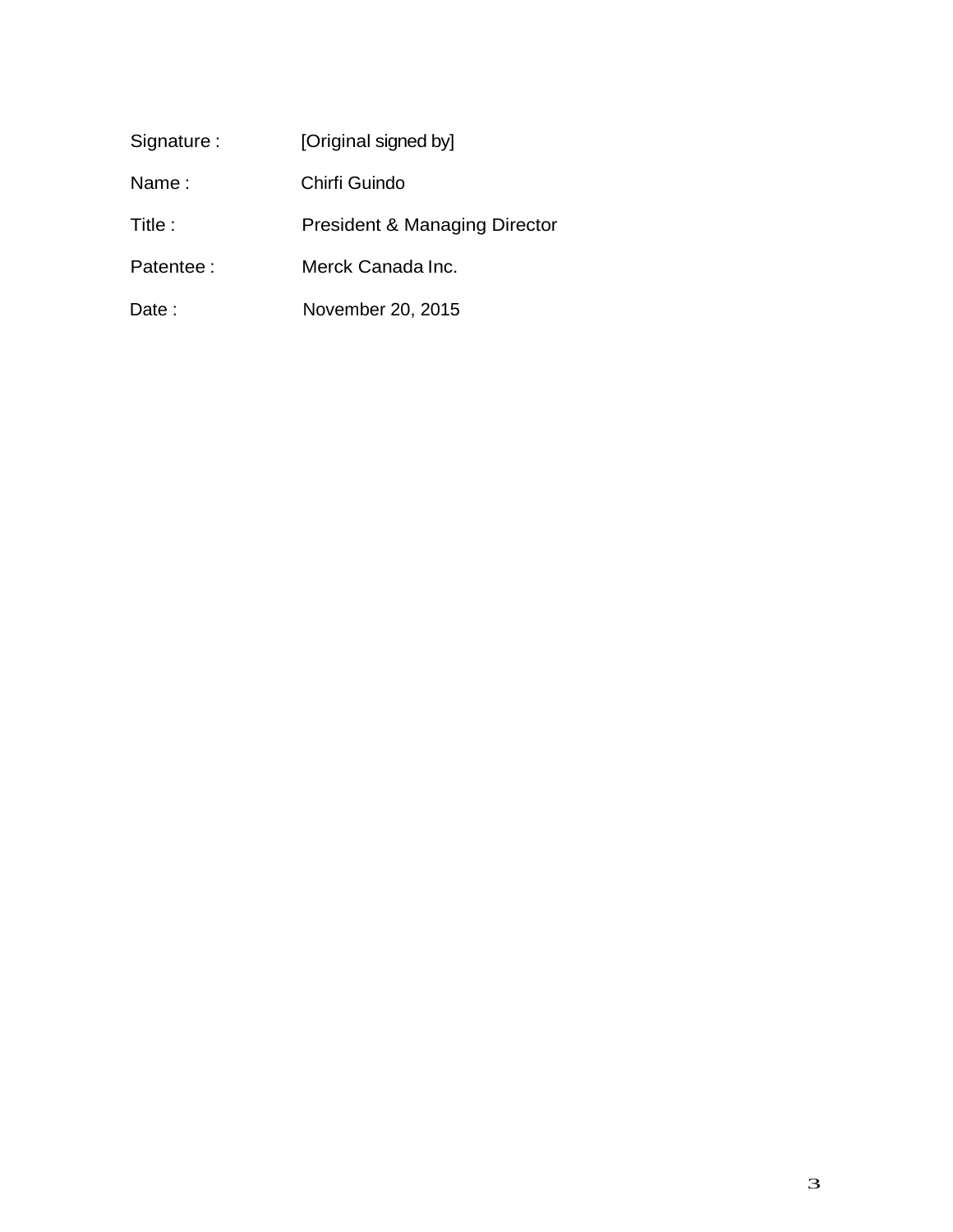| | |
|---|---|
| Signature : | [Original signed by] |
| Name : | Chirfi Guindo |
| Title : | President & Managing Director |
| Patentee : | Merck Canada Inc. |
| Date : | November 20, 2015 |